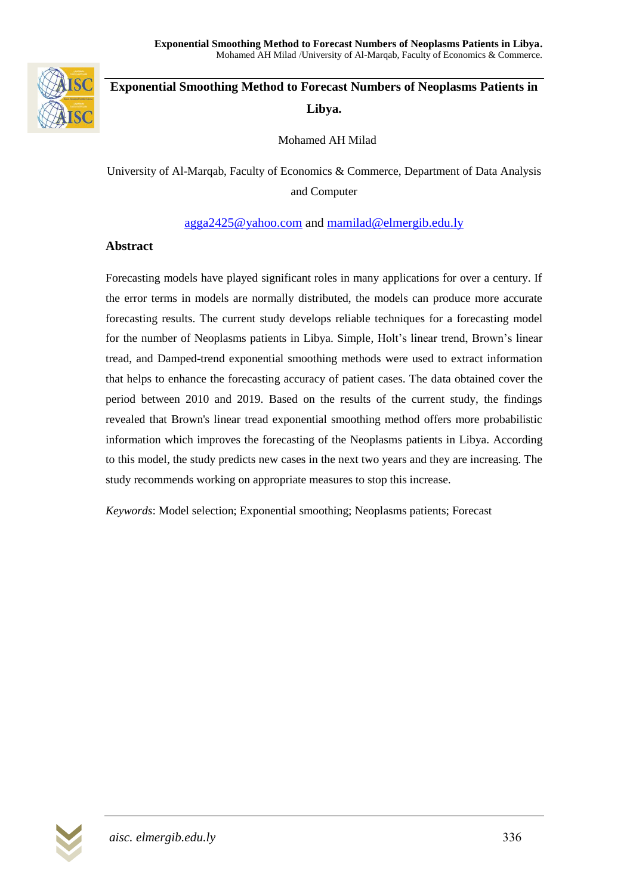# Exponential Smoothing Method to Forecast Numbers of Neoplasms Patients in Libya.

Mohamed AH Milad

University of Al-Marqab, Faculty of Economics & Commerce, Department of Data Analysis and Computer

agga2425@yahoo.com and mamilad@elmergib.edu.ly

## Abstract

Forecasting models have played significant roles in many applications for over a century. If the error terms in models are normally distributed, the models can produce more accurate forecasting results. The current study develops reliable techniques for a forecasting model for the number of Neoplasms patients in Libya. Simple, Holt's linear trend, Brown's linear tread, and Damped-trend exponential smoothing methods were used to extract information that helps to enhance the forecasting accuracy of patient cases. The data obtained cover the period between 2010 and 2019. Based on the results of the current study, the findings revealed that Brown's linear tread exponential smoothing method offers more probabilistic information which improves the forecasting of the Neoplasms patients in Libya. According to this model, the study predicts new cases in the next two years and they are increasing. The study recommends working on appropriate measures to stop this increase.

*Keywords*: Model selection; Exponential smoothing; Neoplasms patients; Forecast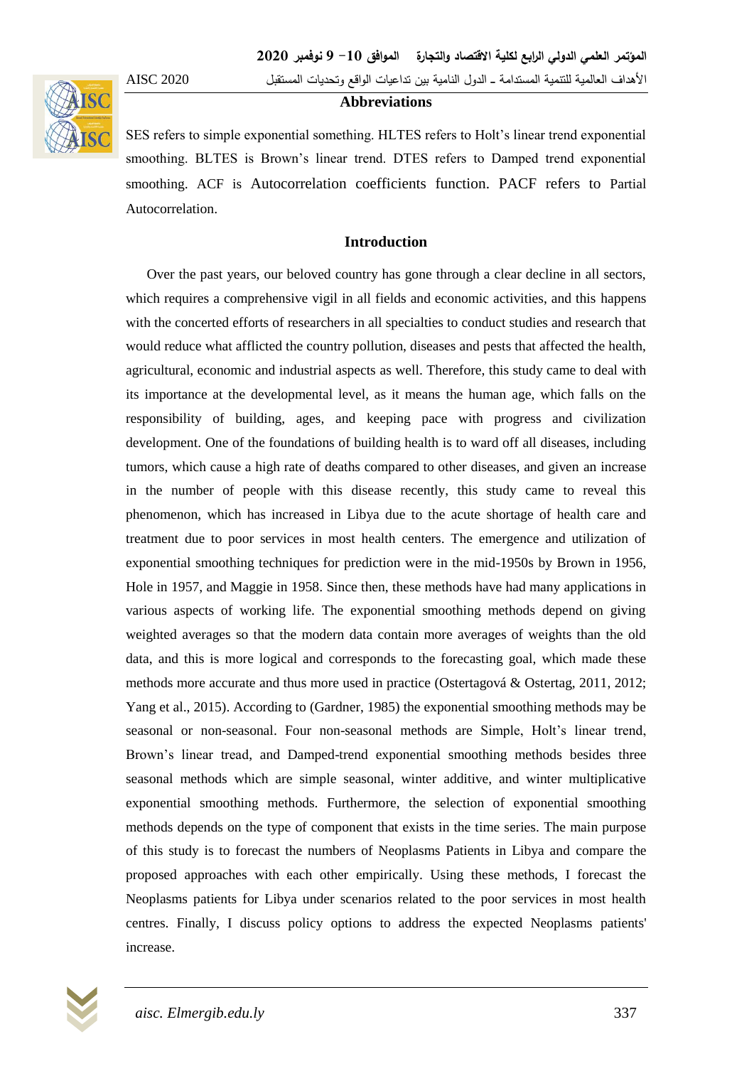## Abbreviations

SES refers to simple exponential something. HLTES refers to Holt's linear trend exponential smoothing. BLTES is Brown's linear trend. DTES refers to Damped trend exponential smoothing. ACF is Autocorrelation coefficients function. PACF refers to Partial Autocorrelation.

## Introduction

Over the past years, our beloved country has gone through a clear decline in all sectors, which requires a comprehensive vigil in all fields and economic activities, and this happens with the concerted efforts of researchers in all specialties to conduct studies and research that would reduce what afflicted the country pollution, diseases and pests that affected the health, agricultural, economic and industrial aspects as well. Therefore, this study came to deal with its importance at the developmental level, as it means the human age, which falls on the responsibility of building, ages, and keeping pace with progress and civilization development. One of the foundations of building health is to ward off all diseases, including tumors, which cause a high rate of deaths compared to other diseases, and given an increase in the number of people with this disease recently, this study came to reveal this phenomenon, which has increased in Libya due to the acute shortage of health care and treatment due to poor services in most health centers. The emergence and utilization of exponential smoothing techniques for prediction were in the mid-1950s by Brown in 1956, Hole in 1957, and Maggie in 1958. Since then, these methods have had many applications in various aspects of working life. The exponential smoothing methods depend on giving weighted averages so that the modern data contain more averages of weights than the old data, and this is more logical and corresponds to the forecasting goal, which made these methods more accurate and thus more used in practice (Ostertagová & Ostertag, 2011, 2012; Yang et al., 2015). According to (Gardner, 1985) the exponential smoothing methods may be seasonal or non-seasonal. Four non-seasonal methods are Simple, Holt's linear trend, Brown's linear tread, and Damped-trend exponential smoothing methods besides three seasonal methods which are simple seasonal, winter additive, and winter multiplicative exponential smoothing methods. Furthermore, the selection of exponential smoothing methods depends on the type of component that exists in the time series. The main purpose of this study is to forecast the numbers of Neoplasms Patients in Libya and compare the proposed approaches with each other empirically. Using these methods, I forecast the Neoplasms patients for Libya under scenarios related to the poor services in most health centres. Finally, I discuss policy options to address the expected Neoplasms patients' increase.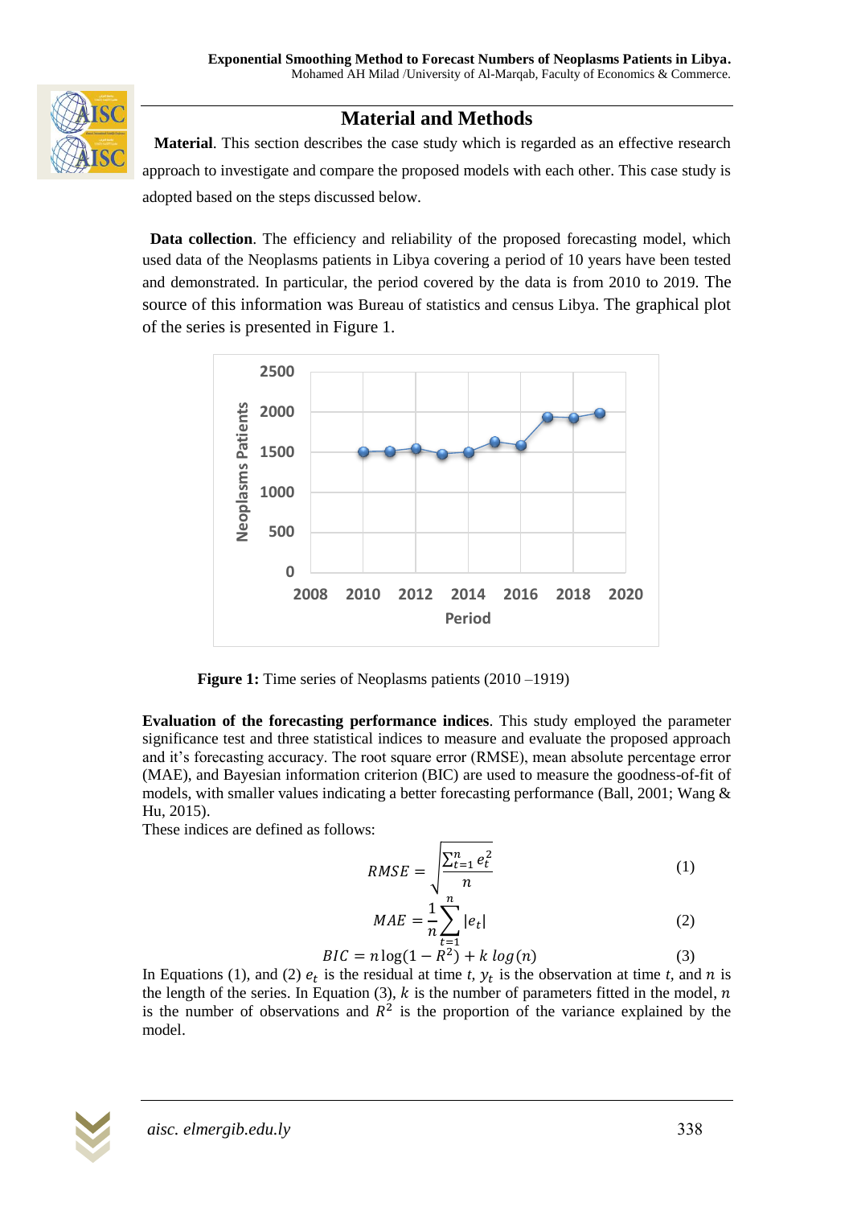## Material and Methods

**Material**. This section describes the case study which is regarded as an effective research approach to investigate and compare the proposed models with each other. This case study is adopted based on the steps discussed below.

**Data collection**. The efficiency and reliability of the proposed forecasting model, which used data of the Neoplasms patients in Libya covering a period of 10 years have been tested and demonstrated. In particular, the period covered by the data is from 2010 to 2019. The source of this information was Bureau of statistics and census Libya. The graphical plot of the series is presented in Figure 1.

**Figure 1:** Time series of Neoplasms patients (2010 –1919)

**Evaluation of the forecasting performance indices**. This study employed the parameter significance test and three statistical indices to measure and evaluate the proposed approach and it's forecasting accuracy. The root square error (RMSE), mean absolute percentage error (MAE), and Bayesian information criterion (BIC) are used to measure the goodness-of-fit of models, with smaller values indicating a better forecasting performance (Ball, 2001; Wang & Hu, 2015).

These indices are defined as follows:

$$RMSE = \sqrt{\frac{\sum_{t=1}^{n} e_t^2}{n}} \quad (1)$$

$$MAE = \frac{1}{n}\sum_{t=1}^{n} |e_t| \quad (2)$$

$$BIC = n\log(1 - R^2) + k\, log(n) \quad (3)$$

In Equations (1), and (2) $e_t$ is the residual at time $t$, $y_t$ is the observation at time $t$, and $n$ is the length of the series. In Equation (3), $k$ is the number of parameters fitted in the model, $n$ is the number of observations and $R^2$ is the proportion of the variance explained by the model.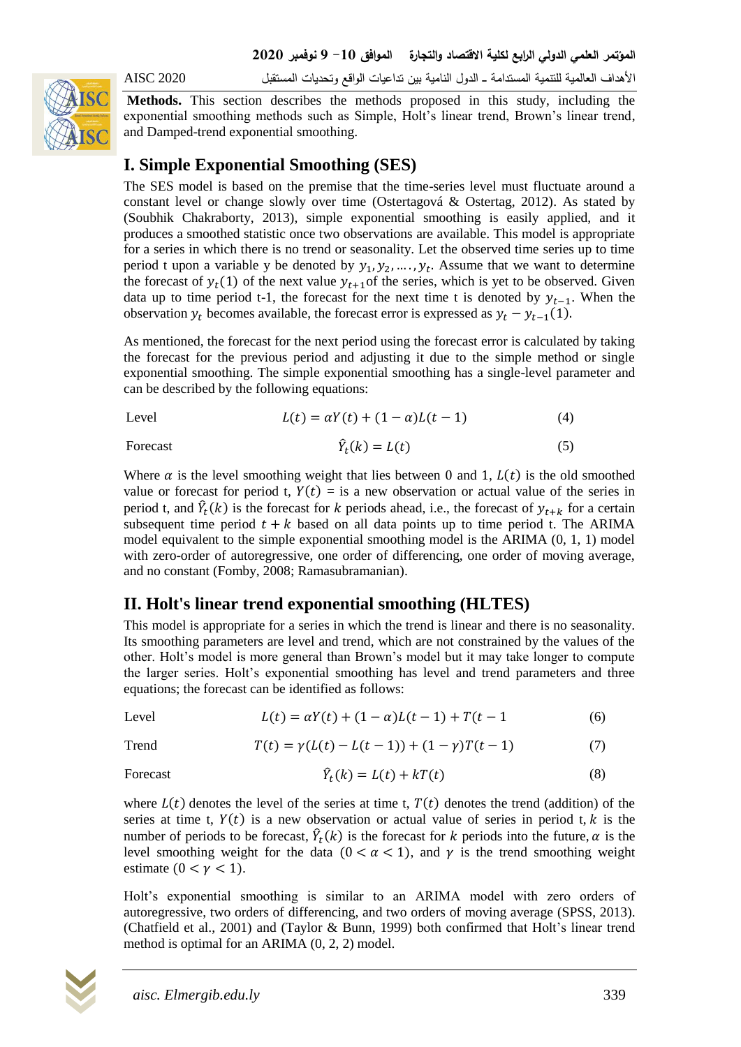**Methods.** This section describes the methods proposed in this study, including the exponential smoothing methods such as Simple, Holt's linear trend, Brown's linear trend, and Damped-trend exponential smoothing.

## I. Simple Exponential Smoothing (SES)

The SES model is based on the premise that the time-series level must fluctuate around a constant level or change slowly over time (Ostertagová & Ostertag, 2012). As stated by (Soubhik Chakraborty, 2013), simple exponential smoothing is easily applied, and it produces a smoothed statistic once two observations are available. This model is appropriate for a series in which there is no trend or seasonality. Let the observed time series up to time period t upon a variable y be denoted by $y_1, y_2, \ldots., y_t$. Assume that we want to determine the forecast of $y_t(1)$ of the next value $y_{t+1}$of the series, which is yet to be observed. Given data up to time period t-1, the forecast for the next time t is denoted by $y_{t-1}$. When the observation $y_t$ becomes available, the forecast error is expressed as $y_t - y_{t-1}(1)$.

As mentioned, the forecast for the next period using the forecast error is calculated by taking the forecast for the previous period and adjusting it due to the simple method or single exponential smoothing. The simple exponential smoothing has a single-level parameter and can be described by the following equations:

Level
$$L(t) = \alpha Y(t) + (1-\alpha)L(t-1) \qquad (4)$$

Forecast
$$\hat{Y}_t(k) = L(t) \qquad (5)$$

Where $\alpha$ is the level smoothing weight that lies between 0 and 1, $L(t)$ is the old smoothed value or forecast for period t, $Y(t)$ = is a new observation or actual value of the series in period t, and $\hat{Y}_t(k)$ is the forecast for $k$ periods ahead, i.e., the forecast of $y_{t+k}$ for a certain subsequent time period $t + k$ based on all data points up to time period t. The ARIMA model equivalent to the simple exponential smoothing model is the ARIMA (0, 1, 1) model with zero-order of autoregressive, one order of differencing, one order of moving average, and no constant (Fomby, 2008; Ramasubramanian).

## II. Holt's linear trend exponential smoothing (HLTES)

This model is appropriate for a series in which the trend is linear and there is no seasonality. Its smoothing parameters are level and trend, which are not constrained by the values of the other. Holt's model is more general than Brown's model but it may take longer to compute the larger series. Holt's exponential smoothing has level and trend parameters and three equations; the forecast can be identified as follows:

Level
$$L(t) = \alpha Y(t) + (1-\alpha)L(t-1) + T(t-1 \qquad (6)$$

Trend
$$T(t) = \gamma(L(t) - L(t-1)) + (1-\gamma)T(t-1) \qquad (7)$$

Forecast
$$\hat{Y}_t(k) = L(t) + kT(t) \qquad (8)$$

where $L(t)$ denotes the level of the series at time t, $T(t)$ denotes the trend (addition) of the series at time t, $Y(t)$ is a new observation or actual value of series in period t, $k$ is the number of periods to be forecast, $\hat{Y}_t(k)$ is the forecast for $k$ periods into the future, $\alpha$ is the level smoothing weight for the data $(0 < \alpha < 1)$, and $\gamma$ is the trend smoothing weight estimate $(0 < \gamma < 1)$.

Holt's exponential smoothing is similar to an ARIMA model with zero orders of autoregressive, two orders of differencing, and two orders of moving average (SPSS, 2013). (Chatfield et al., 2001) and (Taylor & Bunn, 1999) both confirmed that Holt's linear trend method is optimal for an ARIMA (0, 2, 2) model.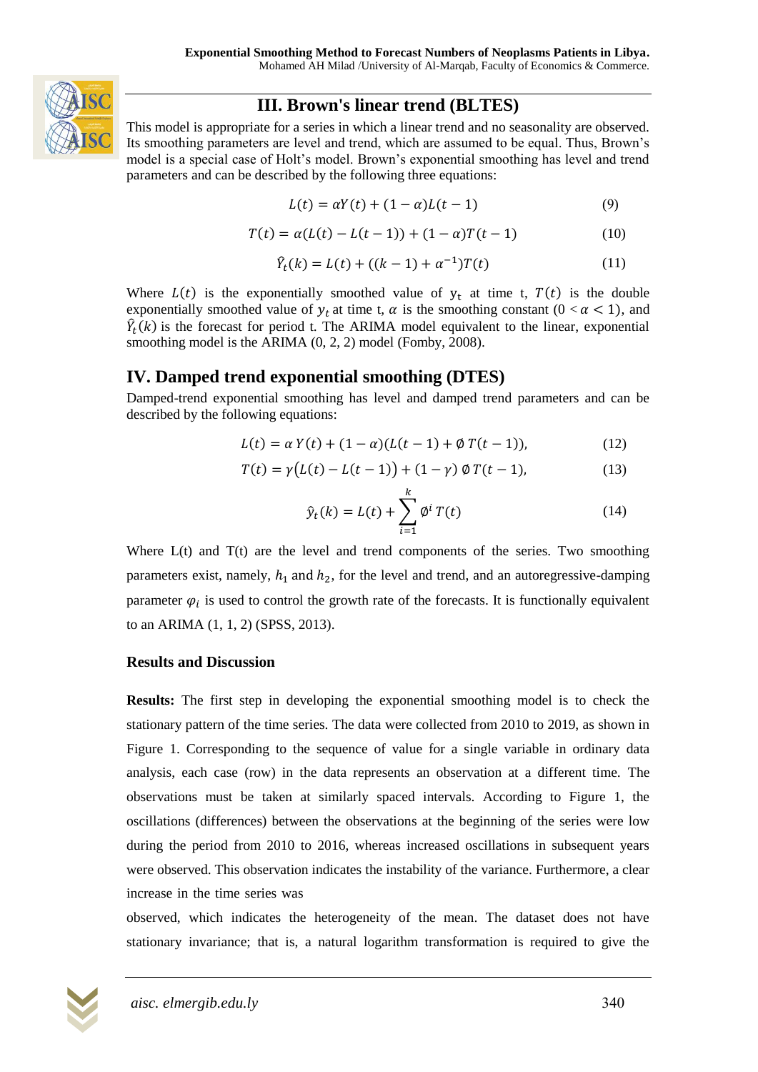## III. Brown's linear trend (BLTES)

This model is appropriate for a series in which a linear trend and no seasonality are observed. Its smoothing parameters are level and trend, which are assumed to be equal. Thus, Brown's model is a special case of Holt's model. Brown's exponential smoothing has level and trend parameters and can be described by the following three equations:

$$L(t) = \alpha Y(t) + (1-\alpha)L(t-1) \tag{9}$$

$$T(t) = \alpha(L(t) - L(t-1)) + (1-\alpha)T(t-1) \tag{10}$$

$$\hat{Y}_t(k) = L(t) + ((k-1) + \alpha^{-1})T(t) \tag{11}$$

Where $L(t)$ is the exponentially smoothed value of $y_t$ at time t, $T(t)$ is the double exponentially smoothed value of $y_t$ at time t, $\alpha$ is the smoothing constant ($0 < \alpha < 1$), and $\hat{Y}_t(k)$ is the forecast for period t. The ARIMA model equivalent to the linear, exponential smoothing model is the ARIMA (0, 2, 2) model (Fomby, 2008).

## IV. Damped trend exponential smoothing (DTES)

Damped-trend exponential smoothing has level and damped trend parameters and can be described by the following equations:

$$L(t) = \alpha\, Y(t) + (1-\alpha)(L(t-1) + \emptyset\, T(t-1)), \tag{12}$$

$$T(t) = \gamma\big(L(t) - L(t-1)\big) + (1-\gamma)\, \emptyset\, T(t-1), \tag{13}$$

$$\hat{y}_t(k) = L(t) + \sum_{i=1}^{k} \emptyset^i\, T(t) \tag{14}$$

Where L(t) and T(t) are the level and trend components of the series. Two smoothing parameters exist, namely, $h_1$ and $h_2$, for the level and trend, and an autoregressive-damping parameter $\varphi_i$ is used to control the growth rate of the forecasts. It is functionally equivalent to an ARIMA (1, 1, 2) (SPSS, 2013).

### Results and Discussion

**Results:** The first step in developing the exponential smoothing model is to check the stationary pattern of the time series. The data were collected from 2010 to 2019, as shown in Figure 1. Corresponding to the sequence of value for a single variable in ordinary data analysis, each case (row) in the data represents an observation at a different time. The observations must be taken at similarly spaced intervals. According to Figure 1, the oscillations (differences) between the observations at the beginning of the series were low during the period from 2010 to 2016, whereas increased oscillations in subsequent years were observed. This observation indicates the instability of the variance. Furthermore, a clear increase in the time series was

observed, which indicates the heterogeneity of the mean. The dataset does not have stationary invariance; that is, a natural logarithm transformation is required to give the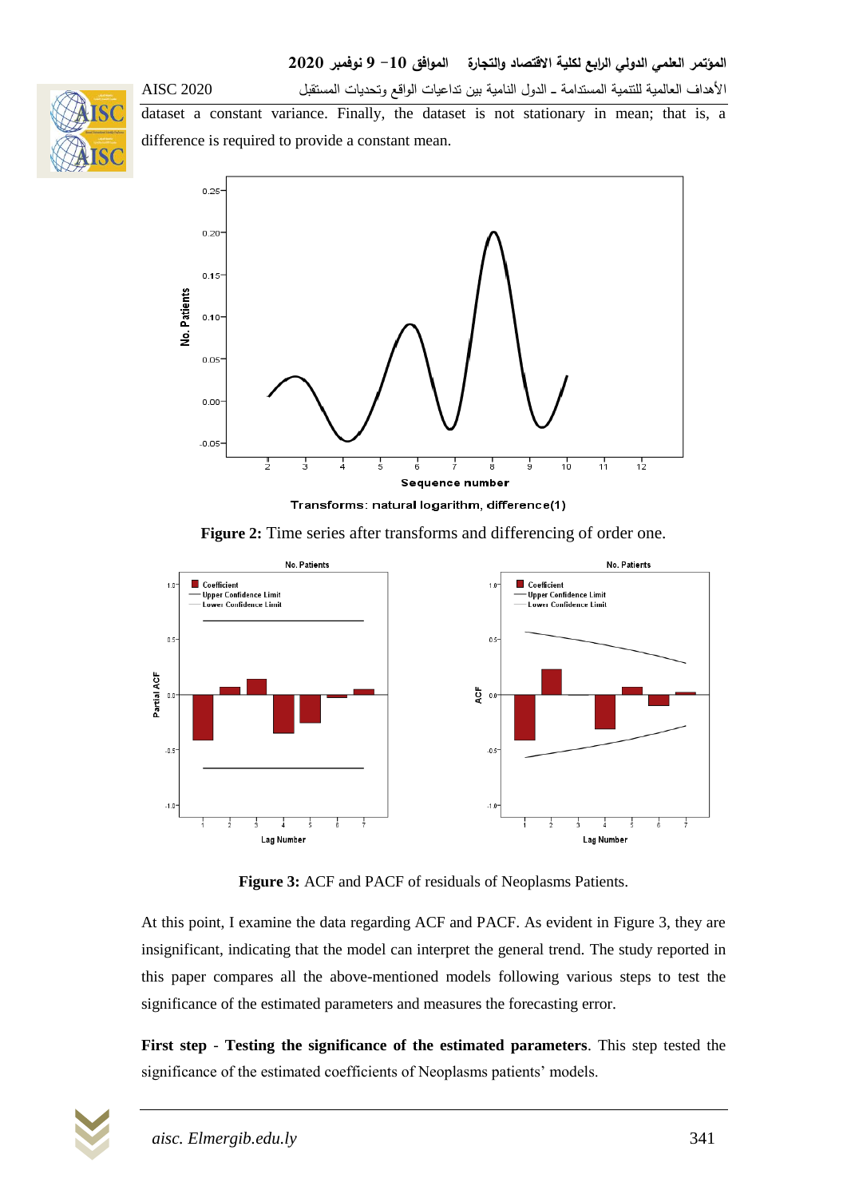dataset a constant variance. Finally, the dataset is not stationary in mean; that is, a difference is required to provide a constant mean.

Figure 2: Time series after transforms and differencing of order one.

**Figure 3:** ACF and PACF of residuals of Neoplasms Patients.

At this point, I examine the data regarding ACF and PACF. As evident in Figure 3, they are insignificant, indicating that the model can interpret the general trend. The study reported in this paper compares all the above-mentioned models following various steps to test the significance of the estimated parameters and measures the forecasting error.

**First step - Testing the significance of the estimated parameters**. This step tested the significance of the estimated coefficients of Neoplasms patients' models.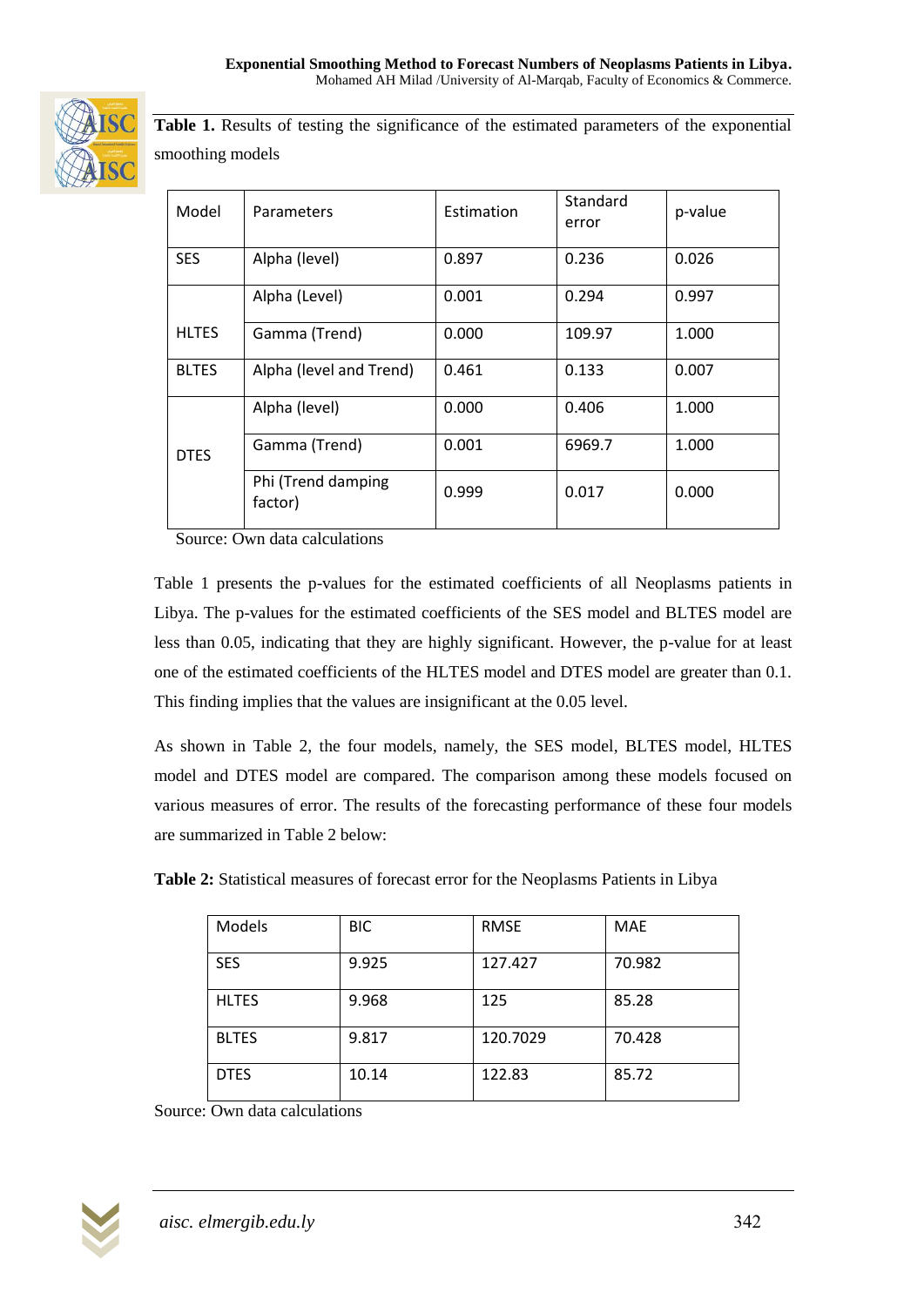**Table 1.** Results of testing the significance of the estimated parameters of the exponential smoothing models

| Model | Parameters | Estimation | Standard error | p-value |
|---|---|---|---|---|
| SES | Alpha (level) | 0.897 | 0.236 | 0.026 |
| HLTES | Alpha (Level) | 0.001 | 0.294 | 0.997 |
| | Gamma (Trend) | 0.000 | 109.97 | 1.000 |
| BLTES | Alpha (level and Trend) | 0.461 | 0.133 | 0.007 |
| DTES | Alpha (level) | 0.000 | 0.406 | 1.000 |
| | Gamma (Trend) | 0.001 | 6969.7 | 1.000 |
| | Phi (Trend damping factor) | 0.999 | 0.017 | 0.000 |

Source: Own data calculations

Table 1 presents the p-values for the estimated coefficients of all Neoplasms patients in Libya. The p-values for the estimated coefficients of the SES model and BLTES model are less than 0.05, indicating that they are highly significant. However, the p-value for at least one of the estimated coefficients of the HLTES model and DTES model are greater than 0.1. This finding implies that the values are insignificant at the 0.05 level.

As shown in Table 2, the four models, namely, the SES model, BLTES model, HLTES model and DTES model are compared. The comparison among these models focused on various measures of error. The results of the forecasting performance of these four models are summarized in Table 2 below:

**Table 2:** Statistical measures of forecast error for the Neoplasms Patients in Libya

| Models | BIC | RMSE | MAE |
|---|---|---|---|
| SES | 9.925 | 127.427 | 70.982 |
| HLTES | 9.968 | 125 | 85.28 |
| BLTES | 9.817 | 120.7029 | 70.428 |
| DTES | 10.14 | 122.83 | 85.72 |

Source: Own data calculations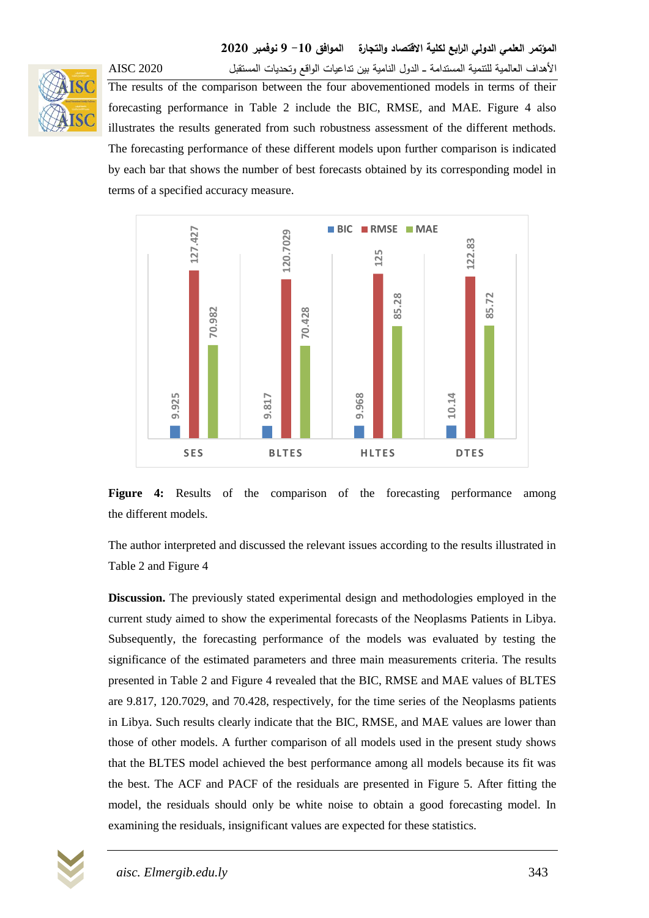The results of the comparison between the four abovementioned models in terms of their forecasting performance in Table 2 include the BIC, RMSE, and MAE. Figure 4 also illustrates the results generated from such robustness assessment of the different methods. The forecasting performance of these different models upon further comparison is indicated by each bar that shows the number of best forecasts obtained by its corresponding model in terms of a specified accuracy measure.

| | BIC | RMSE | MAE |
|---|---|---|---|
| SES | 9.925 | 127.427 | 70.982 |
| BLTES | 9.817 | 120.7029 | 70.428 |
| HLTES | 9.968 | 125 | 85.28 |
| DTES | 10.14 | 122.83 | 85.72 |

**Figure 4:** Results of the comparison of the forecasting performance among the different models.

The author interpreted and discussed the relevant issues according to the results illustrated in Table 2 and Figure 4

**Discussion.** The previously stated experimental design and methodologies employed in the current study aimed to show the experimental forecasts of the Neoplasms Patients in Libya. Subsequently, the forecasting performance of the models was evaluated by testing the significance of the estimated parameters and three main measurements criteria. The results presented in Table 2 and Figure 4 revealed that the BIC, RMSE and MAE values of BLTES are 9.817, 120.7029, and 70.428, respectively, for the time series of the Neoplasms patients in Libya. Such results clearly indicate that the BIC, RMSE, and MAE values are lower than those of other models. A further comparison of all models used in the present study shows that the BLTES model achieved the best performance among all models because its fit was the best. The ACF and PACF of the residuals are presented in Figure 5. After fitting the model, the residuals should only be white noise to obtain a good forecasting model. In examining the residuals, insignificant values are expected for these statistics.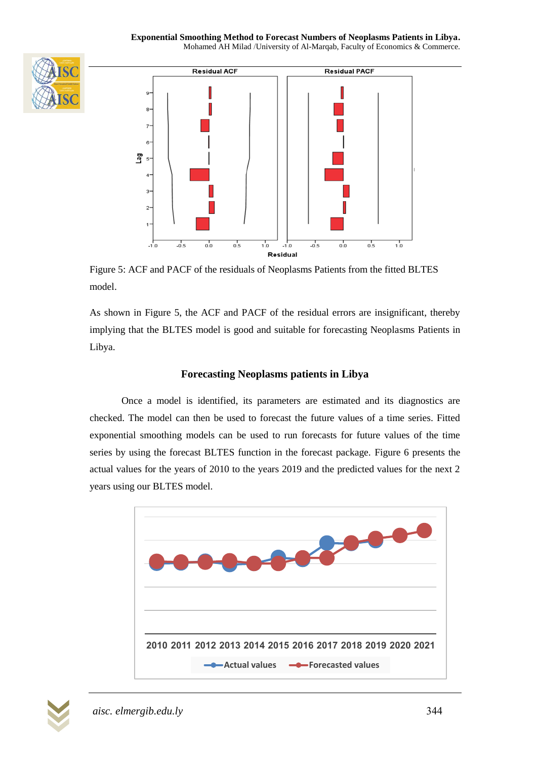Figure 5: ACF and PACF of the residuals of Neoplasms Patients from the fitted BLTES model.

As shown in Figure 5, the ACF and PACF of the residual errors are insignificant, thereby implying that the BLTES model is good and suitable for forecasting Neoplasms Patients in Libya.

### Forecasting Neoplasms patients in Libya

Once a model is identified, its parameters are estimated and its diagnostics are checked. The model can then be used to forecast the future values of a time series. Fitted exponential smoothing models can be used to run forecasts for future values of the time series by using the forecast BLTES function in the forecast package. Figure 6 presents the actual values for the years of 2010 to the years 2019 and the predicted values for the next 2 years using our BLTES model.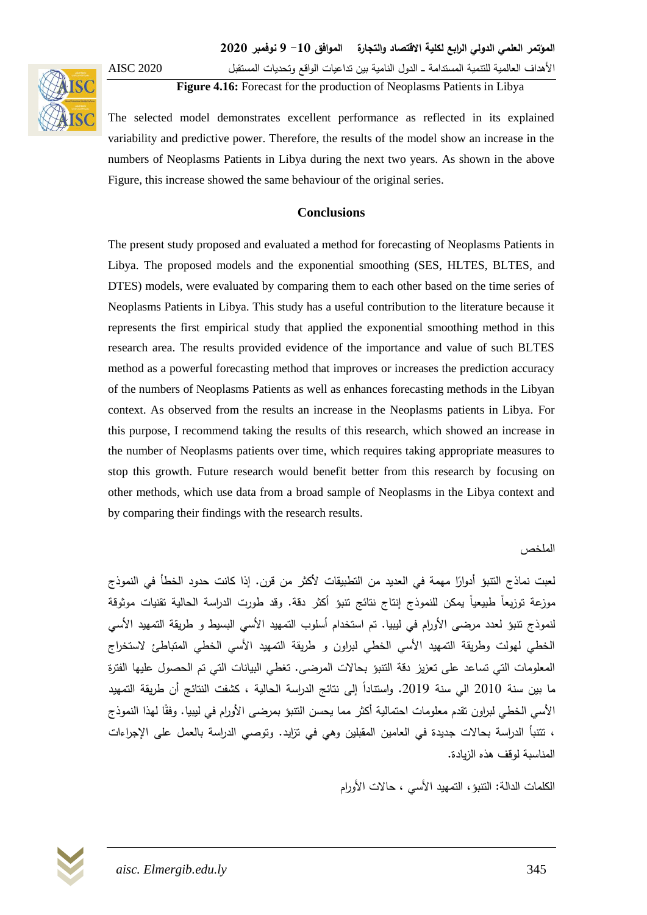**Figure 4.16:** Forecast for the production of Neoplasms Patients in Libya

The selected model demonstrates excellent performance as reflected in its explained variability and predictive power. Therefore, the results of the model show an increase in the numbers of Neoplasms Patients in Libya during the next two years. As shown in the above Figure, this increase showed the same behaviour of the original series.

## Conclusions

The present study proposed and evaluated a method for forecasting of Neoplasms Patients in Libya. The proposed models and the exponential smoothing (SES, HLTES, BLTES, and DTES) models, were evaluated by comparing them to each other based on the time series of Neoplasms Patients in Libya. This study has a useful contribution to the literature because it represents the first empirical study that applied the exponential smoothing method in this research area. The results provided evidence of the importance and value of such BLTES method as a powerful forecasting method that improves or increases the prediction accuracy of the numbers of Neoplasms Patients as well as enhances forecasting methods in the Libyan context. As observed from the results an increase in the Neoplasms patients in Libya. For this purpose, I recommend taking the results of this research, which showed an increase in the number of Neoplasms patients over time, which requires taking appropriate measures to stop this growth. Future research would benefit better from this research by focusing on other methods, which use data from a broad sample of Neoplasms in the Libya context and by comparing their findings with the research results.

الملخص

لعبت نماذج التنبؤ أدوارًا مهمة في العديد من التطبيقات لأكثر من قرن. إذا كانت حدود الخطأ في النموذج موزعة توزيعاً طبيعياً يمكن للنموذج إنتاج نتائج تنبؤ أكثر دقة. وقد طورت الدراسة الحالية تقنيات موثوقة لنموذج تنبؤ لعدد مرضى الأورام في ليبيا. تم استخدام أسلوب التمهيد الأسي البسيط و طريقة التمهيد الأسي الخطي لهولت وطريقة التمهيد الأسي الخطي لبراون و طريقة التمهيد الأسي الخطي المتباطئ لاستخراج المعلومات التي تساعد على تعزيز دقة التنبؤ بحالات المرضى. تغطي البيانات التي تم الحصول عليها الفترة ما بين سنة 2010 الي سنة 2019. واستناداً إلى نتائج الدراسة الحالية ، كشفت النتائج أن طريقة التمهيد الأسي الخطي لبراون تقدم معلومات احتمالية أكثر مما يحسن التنبؤ بمرضى الأورام في ليبيا. وفقًا لهذا النموذج ، تتنبأ الدراسة بحالات جديدة في العامين المقبلين وهي في تزايد. وتوصي الدراسة بالعمل على الإجراءات المناسبة لوقف هذه الزيادة.

الكلمات الدالة: التنبؤ، التمهيد الأسي ، حالات الأورام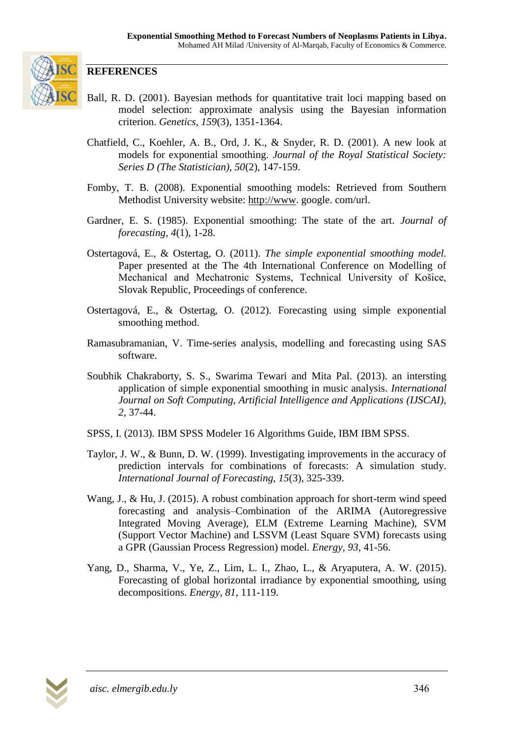## REFERENCES

Ball, R. D. (2001). Bayesian methods for quantitative trait loci mapping based on model selection: approximate analysis using the Bayesian information criterion. *Genetics, 159*(3), 1351-1364.

Chatfield, C., Koehler, A. B., Ord, J. K., & Snyder, R. D. (2001). A new look at models for exponential smoothing. *Journal of the Royal Statistical Society: Series D (The Statistician), 50*(2), 147-159.

Fomby, T. B. (2008). Exponential smoothing models: Retrieved from Southern Methodist University website: http://www. google. com/url.

Gardner, E. S. (1985). Exponential smoothing: The state of the art. *Journal of forecasting, 4*(1), 1-28.

Ostertagová, E., & Ostertag, O. (2011). *The simple exponential smoothing model.* Paper presented at the The 4th International Conference on Modelling of Mechanical and Mechatronic Systems, Technical University of Košice, Slovak Republic, Proceedings of conference.

Ostertagová, E., & Ostertag, O. (2012). Forecasting using simple exponential smoothing method.

Ramasubramanian, V. Time-series analysis, modelling and forecasting using SAS software.

Soubhik Chakraborty, S. S., Swarima Tewari and Mita Pal. (2013). an intersting application of simple exponential smoothing in music analysis. *International Journal on Soft Computing, Artificial Intelligence and Applications (IJSCAI), 2*, 37-44.

SPSS, I. (2013). IBM SPSS Modeler 16 Algorithms Guide, IBM IBM SPSS.

Taylor, J. W., & Bunn, D. W. (1999). Investigating improvements in the accuracy of prediction intervals for combinations of forecasts: A simulation study. *International Journal of Forecasting, 15*(3), 325-339.

Wang, J., & Hu, J. (2015). A robust combination approach for short-term wind speed forecasting and analysis–Combination of the ARIMA (Autoregressive Integrated Moving Average), ELM (Extreme Learning Machine), SVM (Support Vector Machine) and LSSVM (Least Square SVM) forecasts using a GPR (Gaussian Process Regression) model. *Energy, 93*, 41-56.

Yang, D., Sharma, V., Ye, Z., Lim, L. I., Zhao, L., & Aryaputera, A. W. (2015). Forecasting of global horizontal irradiance by exponential smoothing, using decompositions. *Energy, 81*, 111-119.